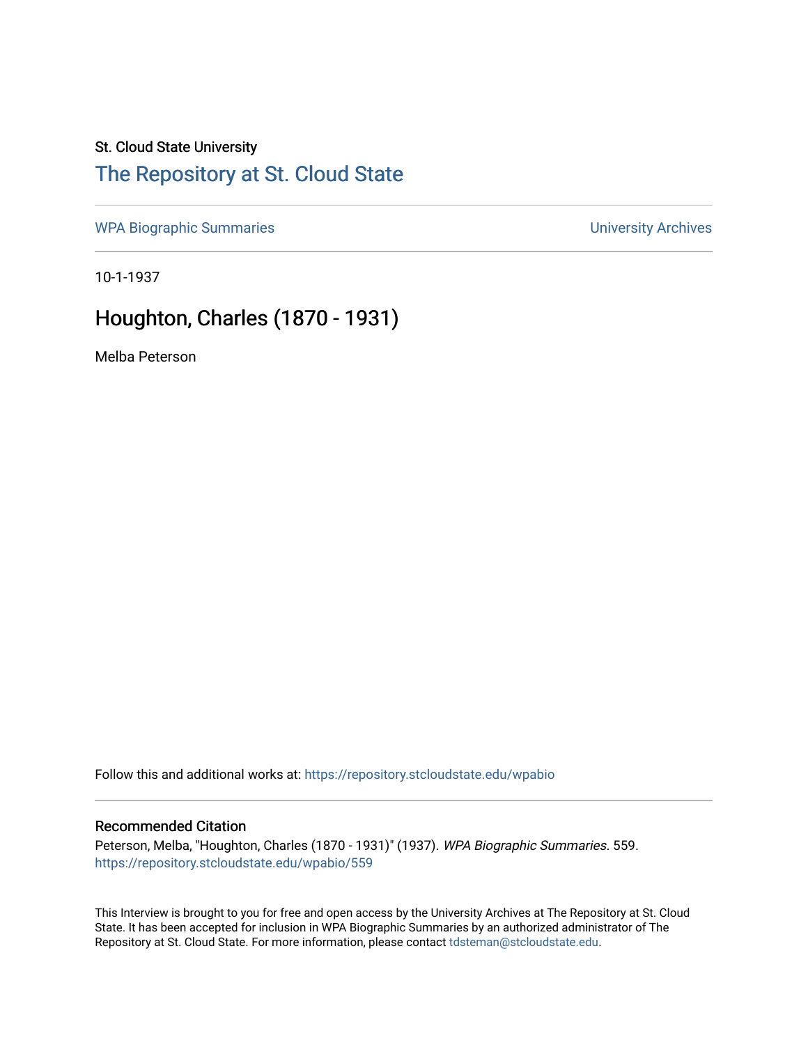St. Cloud State University

# The Repository at St. Cloud State

WPA Biographic Summaries

University Archives

10-1-1937

## Houghton, Charles (1870 - 1931)

Melba Peterson

Follow this and additional works at: https://repository.stcloudstate.edu/wpabio

### Recommended Citation

Peterson, Melba, "Houghton, Charles (1870 - 1931)" (1937). *WPA Biographic Summaries*. 559.
https://repository.stcloudstate.edu/wpabio/559

This Interview is brought to you for free and open access by the University Archives at The Repository at St. Cloud State. It has been accepted for inclusion in WPA Biographic Summaries by an authorized administrator of The Repository at St. Cloud State. For more information, please contact tdsteman@stcloudstate.edu.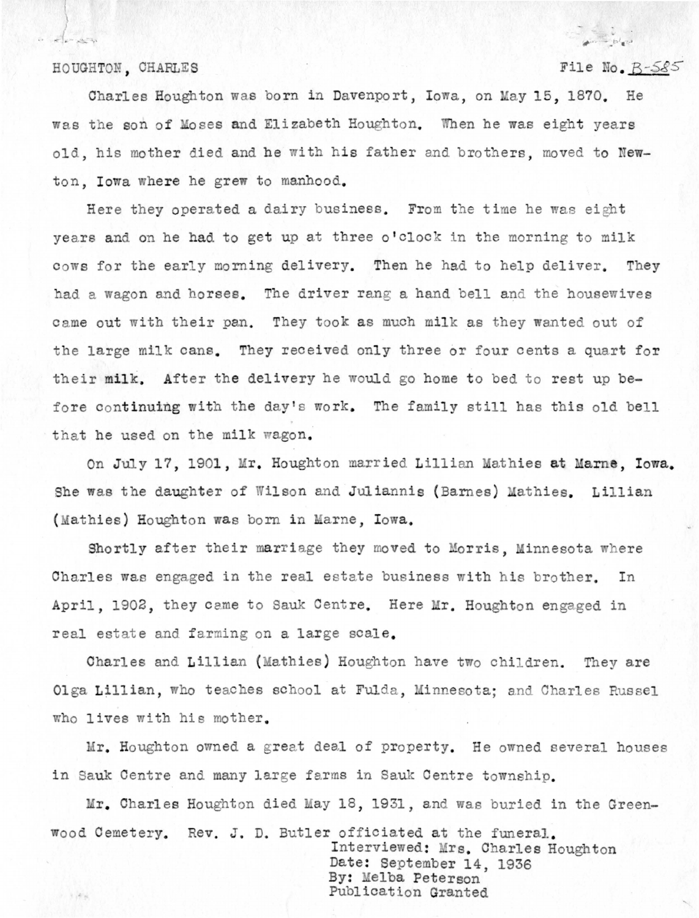HOUGHTON, CHARLES File No. B-585

Charles Houghton was born in Davenport, Iowa, on May 15, 1870. He was the son of Moses and Elizabeth Houghton. When he was eight years old, his mother died and he with his father and brothers, moved to Newton, Iowa where he grew to manhood.

Here they operated a dairy business. From the time he was eight years and on he had to get up at three o'clock in the morning to milk cows for the early morning delivery. Then he had to help deliver. They had a wagon and horses. The driver rang a hand bell and the housewives came out with their pan. They took as much milk as they wanted out of the large milk cans. They received only three or four cents a quart for their milk. After the delivery he would go home to bed to rest up before continuing with the day's work. The family still has this old bell that he used on the milk wagon.

On July 17, 1901, Mr. Houghton married Lillian Mathies at Marne, Iowa. She was the daughter of Wilson and Juliannis (Barnes) Mathies. Lillian (Mathies) Houghton was born in Marne, Iowa.

Shortly after their marriage they moved to Morris, Minnesota where Charles was engaged in the real estate business with his brother. In April, 1902, they came to Sauk Centre. Here Mr. Houghton engaged in real estate and farming on a large scale.

Charles and Lillian (Mathies) Houghton have two children. They are Olga Lillian, who teaches school at Fulda, Minnesota; and Charles Russel who lives with his mother.

Mr. Houghton owned a great deal of property. He owned several houses in Sauk Centre and many large farms in Sauk Centre township.

Mr. Charles Houghton died May 18, 1931, and was buried in the Greenwood Cemetery. Rev. J. D. Butler officiated at the funeral.

Interviewed: Mrs. Charles Houghton
Date: September 14, 1936
By: Melba Peterson
Publication Granted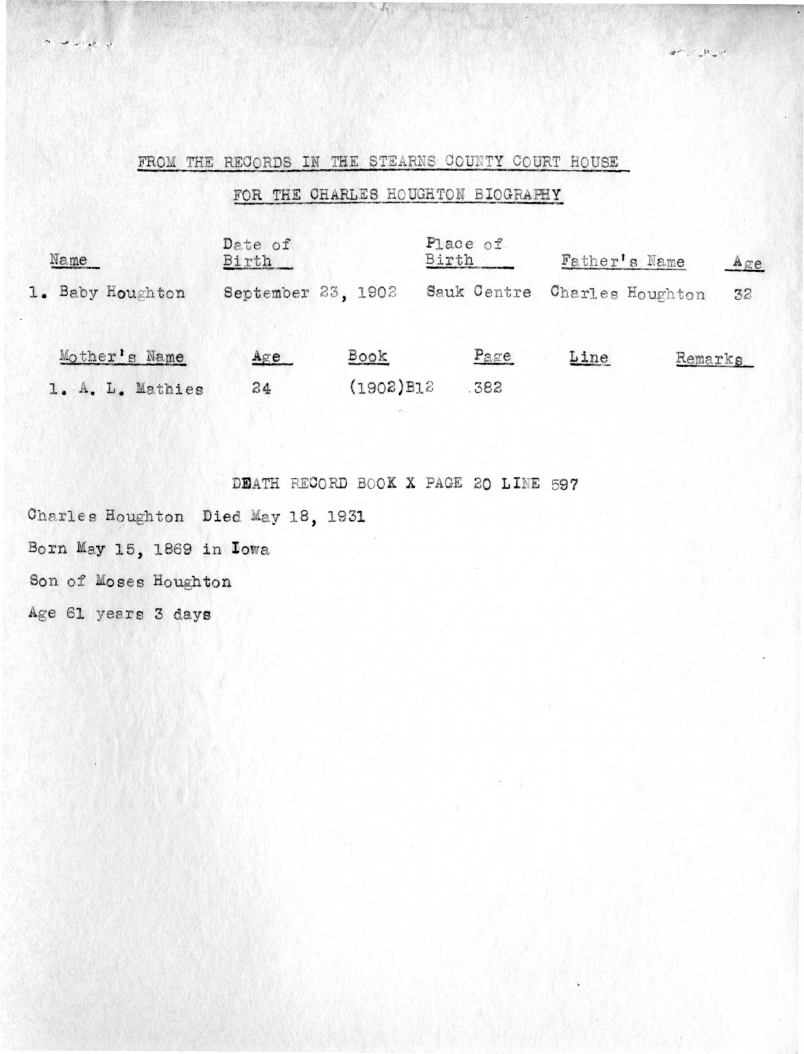FROM THE RECORDS IN THE STEARNS COUNTY COURT HOUSE

FOR THE CHARLES HOUGHTON BIOGRAPHY

| Name | Date of Birth | Place of Birth | Father's Name | Age |
|---|---|---|---|---|
| 1. Baby Houghton | September 23, 1902 | Sauk Centre | Charles Houghton | 32 |

| Mother's Name | Age | Book | Page | Line | Remarks |
|---|---|---|---|---|---|
| 1. A. L. Mathies | 24 | (1902)B12 | 382 | | |

DEATH RECORD BOOK X PAGE 20 LINE 597

Charles Houghton Died May 18, 1931

Born May 15, 1869 in Iowa

Son of Moses Houghton

Age 61 years 3 days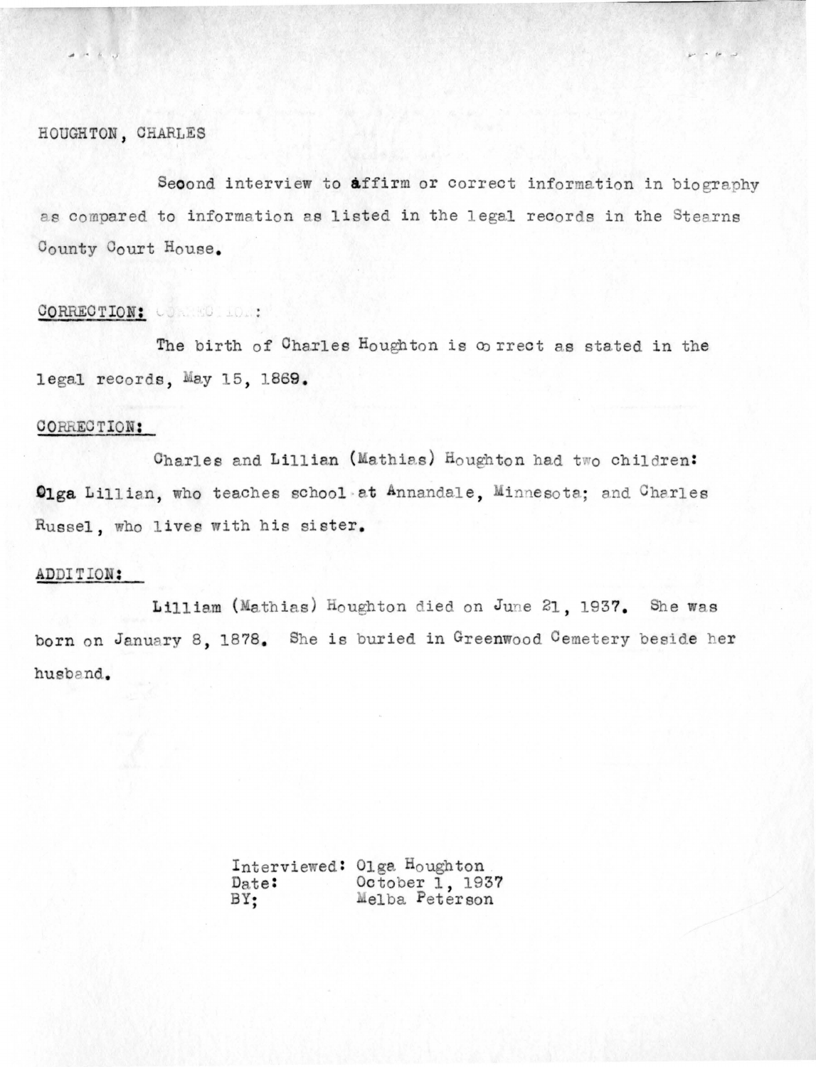HOUGHTON, CHARLES

Second interview to affirm or correct information in biography as compared to information as listed in the legal records in the Stearns County Court House.

CORRECTION:

The birth of Charles Houghton is correct as stated in the legal records, May 15, 1869.

CORRECTION:

Charles and Lillian (Mathias) Houghton had two children: Olga Lillian, who teaches school at Annandale, Minnesota; and Charles Russel, who lives with his sister.

ADDITION:

Lilliam (Mathias) Houghton died on June 21, 1937. She was born on January 8, 1878. She is buried in Greenwood Cemetery beside her husband.

Interviewed: Olga Houghton
Date: October 1, 1937
BY; Melba Peterson